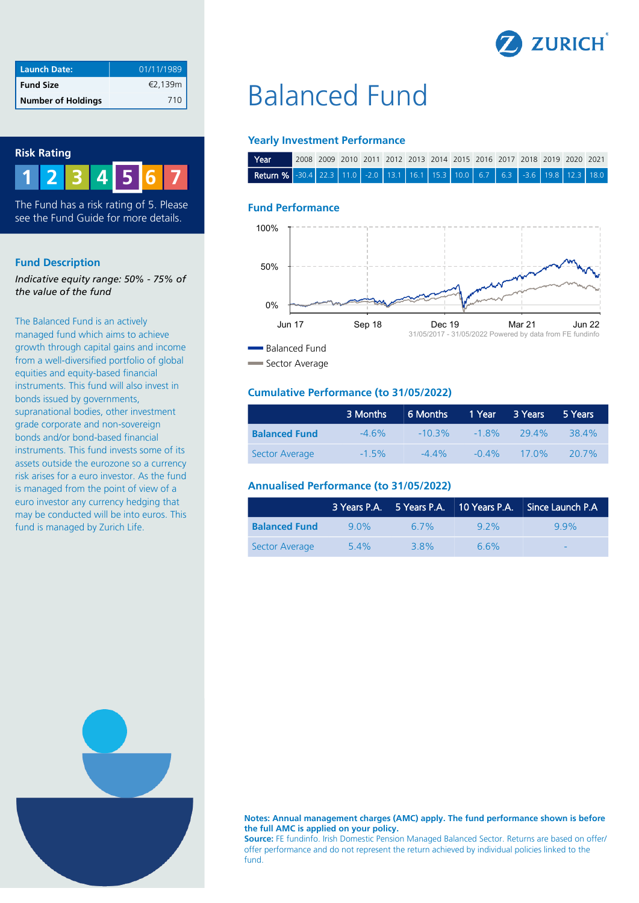ZURICH

# Balanced Fund

| Launch Date: | 01/11/1989 |
|---|---|
| Fund Size | €2,139m |
| Number of Holdings | 710 |

## Risk Rating

1 2 3 4 **5** 6 7

The Fund has a risk rating of 5. Please see the Fund Guide for more details.

## Fund Description

*Indicative equity range: 50% - 75% of the value of the fund*

The Balanced Fund is an actively managed fund which aims to achieve growth through capital gains and income from a well-diversified portfolio of global equities and equity-based financial instruments. This fund will also invest in bonds issued by governments, supranational bodies, other investment grade corporate and non-sovereign bonds and/or bond-based financial instruments. This fund invests some of its assets outside the eurozone so a currency risk arises for a euro investor. As the fund is managed from the point of view of a euro investor any currency hedging that may be conducted will be into euros. This fund is managed by Zurich Life.

### Yearly Investment Performance

| Year | 2008 | 2009 | 2010 | 2011 | 2012 | 2013 | 2014 | 2015 | 2016 | 2017 | 2018 | 2019 | 2020 | 2021 |
|---|---|---|---|---|---|---|---|---|---|---|---|---|---|---|
| Return % | -30.4 | 22.3 | 11.0 | -2.0 | 13.1 | 16.1 | 15.3 | 10.0 | 6.7 | 6.3 | -3.6 | 19.8 | 12.3 | 18.0 |

### Fund Performance

31/05/2017 - 31/05/2022 Powered by data from FE fundinfo

- Balanced Fund
- Sector Average

### Cumulative Performance (to 31/05/2022)

| | 3 Months | 6 Months | 1 Year | 3 Years | 5 Years |
|---|---|---|---|---|---|
| **Balanced Fund** | -4.6% | -10.3% | -1.8% | 29.4% | 38.4% |
| Sector Average | -1.5% | -4.4% | -0.4% | 17.0% | 20.7% |

### Annualised Performance (to 31/05/2022)

| | 3 Years P.A. | 5 Years P.A. | 10 Years P.A. | Since Launch P.A |
|---|---|---|---|---|
| **Balanced Fund** | 9.0% | 6.7% | 9.2% | 9.9% |
| Sector Average | 5.4% | 3.8% | 6.6% | - |

**Notes: Annual management charges (AMC) apply. The fund performance shown is before the full AMC is applied on your policy.**
**Source:** FE fundinfo. Irish Domestic Pension Managed Balanced Sector. Returns are based on offer/offer performance and do not represent the return achieved by individual policies linked to the fund.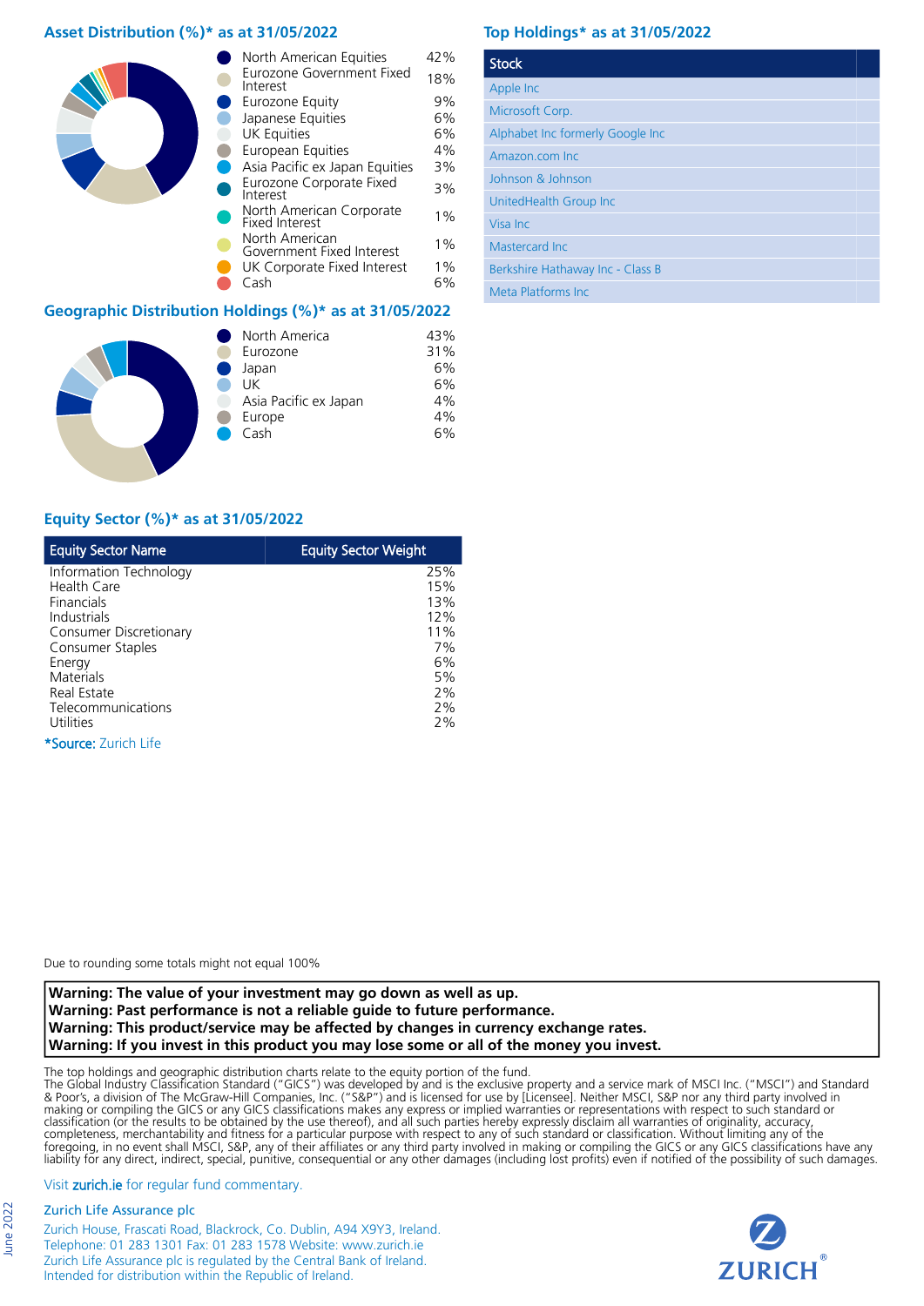## Asset Distribution (%)* as at 31/05/2022

North American Equities 42%
Eurozone Government Fixed Interest 18%
Eurozone Equity 9%
Japanese Equities 6%
UK Equities 6%
European Equities 4%
Asia Pacific ex Japan Equities 3%
Eurozone Corporate Fixed Interest 3%
North American Corporate Fixed Interest 1%
North American Government Fixed Interest 1%
UK Corporate Fixed Interest 1%
Cash 6%

## Top Holdings* as at 31/05/2022

| Stock |
|---|
| Apple Inc |
| Microsoft Corp. |
| Alphabet Inc formerly Google Inc |
| Amazon.com Inc |
| Johnson & Johnson |
| UnitedHealth Group Inc |
| Visa Inc |
| Mastercard Inc |
| Berkshire Hathaway Inc - Class B |
| Meta Platforms Inc |

## Geographic Distribution Holdings (%)* as at 31/05/2022

North America 43%
Eurozone 31%
Japan 6%
UK 6%
Asia Pacific ex Japan 4%
Europe 4%
Cash 6%

## Equity Sector (%)* as at 31/05/2022

| Equity Sector Name | Equity Sector Weight |
|---|---|
| Information Technology | 25% |
| Health Care | 15% |
| Financials | 13% |
| Industrials | 12% |
| Consumer Discretionary | 11% |
| Consumer Staples | 7% |
| Energy | 6% |
| Materials | 5% |
| Real Estate | 2% |
| Telecommunications | 2% |
| Utilities | 2% |

*Source: Zurich Life

Due to rounding some totals might not equal 100%

**Warning: The value of your investment may go down as well as up.**
**Warning: Past performance is not a reliable guide to future performance.**
**Warning: This product/service may be affected by changes in currency exchange rates.**
**Warning: If you invest in this product you may lose some or all of the money you invest.**

The top holdings and geographic distribution charts relate to the equity portion of the fund.
The Global Industry Classification Standard ("GICS") was developed by and is the exclusive property and a service mark of MSCI Inc. ("MSCI") and Standard & Poor's, a division of The McGraw-Hill Companies, Inc. ("S&P") and is licensed for use by [Licensee]. Neither MSCI, S&P nor any third party involved in making or compiling the GICS or any GICS classifications makes any express or implied warranties or representations with respect to such standard or classification (or the results to be obtained by the use thereof), and all such parties hereby expressly disclaim all warranties of originality, accuracy, completeness, merchantability and fitness for a particular purpose with respect to any of such standard or classification. Without limiting any of the foregoing, in no event shall MSCI, S&P, any of their affiliates or any third party involved in making or compiling the GICS or any GICS classifications have any liability for any direct, indirect, special, punitive, consequential or any other damages (including lost profits) even if notified of the possibility of such damages.

Visit zurich.ie for regular fund commentary.

**Zurich Life Assurance plc**

Zurich House, Frascati Road, Blackrock, Co. Dublin, A94 X9Y3, Ireland.
Telephone: 01 283 1301 Fax: 01 283 1578 Website: www.zurich.ie
Zurich Life Assurance plc is regulated by the Central Bank of Ireland.
Intended for distribution within the Republic of Ireland.

June 2022

ZURICH®